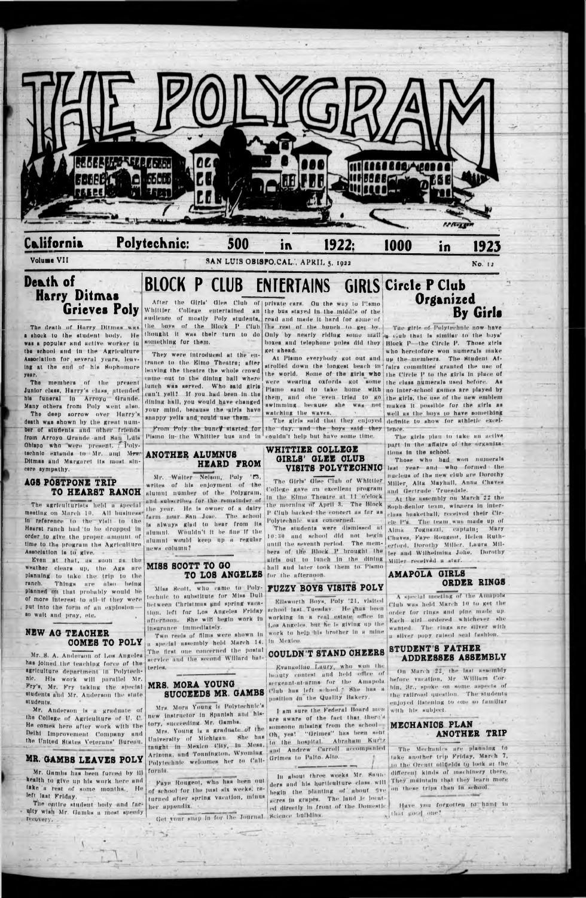# THE POLYGRAM

California Polytechnic: 500 in 1922; 1000 in 1923

Volume VII — SAN LUIS OBISPO, CAL., APRIL 5, 1922 — No. 12

## Death of Harry Ditmas Grieves Poly

The death of Harry Ditmas was a shock to the student body. He was a popular and active worker in the school and in the Agriculture Association for several years, leaving at the end of his Sophomore year.

The members of the present Junior class, Harry's class, attended his funeral in Arroyo Grande. Many others from Poly went also.

The deep sorrow over Harry's death was shown by the great number of students and other friends from Arroyo Grande and San Luis Obispo who were present. Polytechnic extends to Mr. and Mrs. Ditmas and Margaret its most sincere sympathy.

## AGS POSTPONE TRIP TO HEARST RANCH

The agriculturists held a special meeting on March 10. All business in reference to the visit to the Hearst ranch had to be dropped in order to give the proper amount of time to the program the Agriculture Association is to give.

Even at that, as soon as the weather clears up, the Ags are planning to take the trip to the ranch. Things are also being planned on that probably would be of more interest to all if they were put into the form of an explosion—so wait and pray, etc.

## NEW AG TEACHER COMES TO POLY

Mr. S. A. Anderson of Los Angeles has joined the teaching force of the agriculture department in Polytechnic. His work will parallel Mr. Fry's, Mr. Fry taking the special students and Mr. Anderson the state students.

Mr. Anderson is a graduate of the College of Agriculture of U. C. He comes here after work with the Delhi Improvement Company and the United States Veterans' Bureau.

## MR. GAMBS LEAVES POLY

Mr. Gambs has been forced by ill health to give up his work here and take a rest of some months. He left last Friday.

The entire student body and faculty wish Mr. Gambs a most speedy recovery.

## BLOCK P CLUB ENTERTAINS GIRLS

After the Girls' Glee Club of Whittier College entertained an audience of mostly Poly students, the boys of the Block P Club thought it was their turn to do something for them.

They were introduced at the entrance to the Elmo Theatre; after leaving the theatre the whole crowd came out to the dining hall where lunch was served. Who said girls can't yell? If you had been in the dining hall, you would have changed your mind, because the girls have snappy yells and could use them.

From Poly the bunch started for Pismo in the Whittier bus and in private cars. On the way to Pismo the bus stayed in the middle of the road and made it hard for some of the rest of the bunch to get by. Only by nearly riding some mail boxes and telephone poles did they get ahead.

At Pismo everybody got out and strolled down the longest beach in the world. Some of the girls who were wearing oxfords got some Pismo sand to take home with them, and one even tried to go swimming because she was not watching the waves.

The girls said that they enjoyed the day, and the boys said they couldn't help but have some time.

## ANOTHER ALUMNUS HEARD FROM

Mr. Walter Nelson, Poly '13, writes of his enjoyment of the alumni number of the Polygram, and subscribes for the remainder of the year. He is owner of a dairy farm near San Jose. The school is always glad to hear from its alumni. Wouldn't it be fine if the alumni would keep up a regular news column?

## MISS SCOTT TO GO TO LOS ANGELES

Miss Scott, who came to Polytechnic to substitute for Miss Dull between Christmas and spring vacation, left for Los Angeles Friday afternoon. She will begin work in insurance immediately.

Two reels of films were shown in a special assembly held March 14. The first one concerned the postal service and the second Willard batteries.

## MRS. MORA YOUNG SUCCEEDS MR. GAMBS

Mrs. Mora Young is Polytechnic's new instructor in Spanish and history, succeeding Mr. Gambs.

Mrs. Young is a graduate of the University of Michigan. She has taught in Mexico City, in Mesa, Arizona, and Torrington, Wyoming. Polytechnic welcomes her to California.

Faye Rougeot, who has been out of school for the past six weeks, returned after spring vacation, minus her appendix.

Get your snap in for the Journal.

## WHITTIER COLLEGE GIRLS' GLEE CLUB VISITS POLYTECHNIC

The Girls' Glee Club of Whittier College gave an excellent program in the Elmo Theatre at 11 o'clock the morning of April 3. The Block P Club backed the concert as far as Polytechnic was concerned.

The students were dismissed at 10:30 and school did not begin until the seventh period. The members of the Block P brought the girls out to lunch in the dining hall and later took them to Pismo for the afternoon.

## FUZZY BOYS VISITS POLY

Ellsworth Boys, Poly '21, visited school last Tuesday. He has been working in a real estate office in Los Angeles, but he is giving up the work to help his brother in a mine in Mexico.

## COULDN'T STAND CHEERS

Evangeline Laury, who won the beauty contest and held office of sergeant-at-arms for the Amapola Club has left school. She has a position in the Quality Bakery.

I am sure the Federal Board men are aware of the fact that there's someone missing from the school—Oh, yes! "Grimes" has been sent to the hospital. Abraham Kurtz and Andrew Carroll accompanied Grimes to Palo Alto.

In about three weeks Mr. Saunders and his horticulture class will begin the planting of about five acres in grapes. The land is located directly in front of the Domestic Science building.

## Circle P Club Organized By Girls

The girls of Polytechnic now have a club that is similar to the boys' Block P—the Circle P. Those girls who heretofore won numerals make up the members. The Student Affairs committee granted the use of the Circle P to the girls in place of the class numerals used before. As no inter-school games are played by the girls, the use of the new emblem makes it possible for the girls as well as the boys to have something definite to show for athletic excellence.

The girls plan to take an active part in the affairs of the organizations in the school.

Those who had won numerals last year and who formed the nucleus of the new club are Dorothy Miller, Alta Mayhall, Anna Chaves and Gertrude Truesdale.

At the assembly on March 22 the Soph-Senior team, winners in interclass basketball, received their Circle P's. The team was made up of Alma Tognazzi, captain; Mary Chaves, Faye Rougeot, Helen Rutherford, Dorothy Miller, Laura Miller and Wilhelmina Johe. Dorothy Miller received a star.

## AMAPOLA GIRLS ORDER RINGS

A special meeting of the Amapola Club was held March 10 to get the order for rings and pins made up. Each girl ordered whichever she wanted. The rings are silver with a silver popy raised seal fashion.

## STUDENT'S FATHER ADDRESSES ASSEMBLY

On March 22, the last assembly before vacation, Mr. William Corbin, Sr., spoke on some aspects of the railroad question. The students enjoyed listening to one so familiar with his subject.

## MECHANICS PLAN ANOTHER TRIP

The Mechanics are planning to take another trip Friday, March 7, to the Orcutt oilfields to look at the different kinds of machinery there. They maintain that they learn more on these trips than in school.

Have you forgotten to hand in that good one?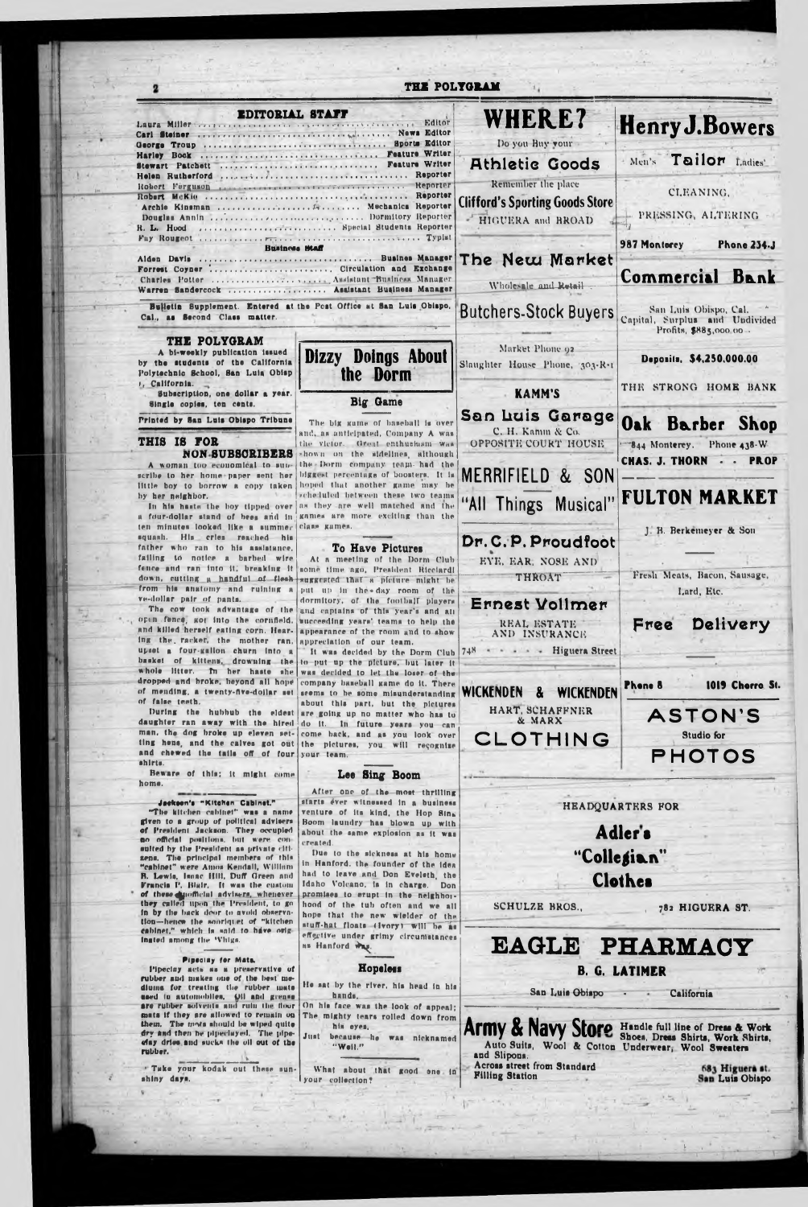## EDITORIAL STAFF

Laura Miller .......... Editor
Carl Steiner .......... News Editor
George Troup .......... Sports Editor
Harley Bock .......... Feature Writer
Stewart Patchett .......... Feature Writer
Helen Rutherford .......... Reporter
Robert Ferguson .......... Reporter
Robert McKie .......... Reporter
Archie Kinsman .......... Mechanics Reporter
Douglas Annin .......... Dormitory Reporter
R. L. Hood .......... Special Students Reporter
Fay Rougeot .......... Typist

**Business Staff**

Alden Davis .......... Business Manager
Forrest Coyner .......... Circulation and Exchange
Charles Potter .......... Assistant Business Manager
Warren Sandercock .......... Assistant Business Manager

Bulletin Supplement. Entered at the Post Office at San Luis Obispo, Cal., as Second Class matter.

### THE POLYGRAM

A bi-weekly publication issued by the students of the California Polytechnic School, San Luis Obispo, California.

Subscription, one dollar a year. Single copies, ten cents.

Printed by San Luis Obispo Tribune

### THIS IS FOR NON-SUBSCRIBERS

A woman too economical to subscribe to her home paper sent her little boy to borrow a copy taken by her neighbor.

In his haste the boy tipped over a four-dollar stand of bees and in ten minutes looked like a summer squash. His cries reached his father who ran to his assistance, failing to notice a barbed wire fence and ran into it, breaking it down, cutting a handful of flesh from his anatomy and ruining a ve-dollar pair of pants.

The cow took advantage of the open fence, got into the cornfield, and killed herself eating corn. Hearing the racket, the mother ran, upset a four-gallon churn into a basket of kittens, drowning the whole litter. In her haste she dropped and broke, beyond all hope of mending, a twenty-five-dollar set of false teeth.

During the hubbub the eldest daughter ran away with the hired man, the dog broke up eleven setting hens, and the calves got out and chewed the tails off of four shirts.

Beware of this; it might come home.

### Jackson's "Kitchen Cabinet."

"The kitchen cabinet" was a name given to a group of political advisers of President Jackson. They occupied no official positions, but were consulted by the President as private citizens. The principal members of this "cabinet" were Amos Kendall, William B. Lewis, Isaac Hill, Duff Green and Francis P. Blair. It was the custom of these unofficial advisers, whenever they called upon the President, to go in by the back door to avoid observation—hence the sobriquet of "kitchen cabinet," which is said to have originated among the Whigs.

### Pipeclay for Mats.

Pipeclay acts as a preservative of rubber and makes one of the best mediums for treating the rubber mats used in automobiles. Oil and grease are rubber solvents and ruin the floor mats if they are allowed to remain on them. The mats should be wiped quite dry and then be pipeclayed. The pipeclay dries and sucks the oil out of the rubber.

Take your kodak out these sunshiny days.

## Dizzy Doings About the Dorm

### Big Game

The big game of baseball is over and, as anticipated, Company A was the victor. Great enthusiasm was shown on the sidelines, although the Dorm company team had the biggest percentage of boosters. It is hoped that another game may be scheduled between these two teams as they are well matched and the games are more exciting than the class games.

### To Have Pictures

At a meeting of the Dorm Club some time ago, President Ricciardi suggested that a picture might be put up in the day room of the dormitory, of the football players and captains of this year's and all succeeding years' teams to help the appearance of the room and to show appreciation of our team.

It was decided by the Dorm Club to put up the picture, but later it was decided to let the loser of the company baseball game do it. There seems to be some misunderstanding about this part, but the pictures are going up no matter who has to do it. In future years you can come back, and as you look over the pictures, you will recognize your team.

### Lee Sing Boom

After one of the most thrilling starts ever witnessed in a business venture of its kind, the Hop Sing Boom laundry has blown up with about the same explosion as it was created.

Due to the sickness at his home in Hanford, the founder of the idea had to leave and Don Eveleth, the Idaho Volcano, is in charge. Don promises to erupt in the neighborhood of the tub often and we all hope that the new wielder of the stuff-hat floats (Ivory) will be as effective under grimy circumstances as Hanford was.

### Hopeless

He sat by the river, his head in his hands,
On his face was the look of appeal;
The mighty tears rolled down from his eyes,
Just because he was nicknamed "Well."

What about that good one in your collection?

---

**WHERE?**
Do you Buy your
**Athletic Goods**
Remember the place
**Clifford's Sporting Goods Store**
HIGUERA and BROAD

**The New Market**
Wholesale and Retail
**Butchers-Stock Buyers**
Market Phone 92
Slaughter House Phone, 303-R-1

**KAMM'S**
**San Luis Garage**
C. H. Kamm & Co.
OPPOSITE COURT HOUSE

**MERRIFIELD & SON**
**"All Things Musical"**

**Dr. C. P. Proudfoot**
EYE, EAR, NOSE AND THROAT

**Ernest Vollmer**
REAL ESTATE AND INSURANCE
748 . . . . . Higuera Street

**WICKENDEN & WICKENDEN**
HART, SCHAFFNER & MARX
**CLOTHING**

**Henry J. Bowers**
Men's **Tailor** Ladies'
CLEANING,
PRESSING, ALTERING
987 Monterey Phone 234-J

**Commercial Bank**
San Luis Obispo, Cal.
Capital, Surplus and Undivided Profits, $885,000.00
**Deposits, $4,250,000.00**
THE STRONG HOME BANK

**Oak Barber Shop**
844 Monterey. Phone 438-W
CHAS. J. THORN - - PROP

**FULTON MARKET**
J. B. Berkemeyer & Son
Fresh Meats, Bacon, Sausage, Lard, Etc.
**Free Delivery**

Phone 8 1019 Chorro St.
**ASTON'S**
Studio for
**PHOTOS**

HEADQUARTERS FOR
**Adler's "Collegian" Clothes**
SCHULZE BROS., 782 HIGUERA ST.

**EAGLE PHARMACY**
**B. G. LATIMER**
San Luis Obispo - - California

**Army & Navy Store** Handle full line of Dress & Work Shoes, Dress Shirts, Work Shirts, Auto Suits, Wool & Cotton Underwear, Wool Sweaters and Slipons.
Across street from Standard Filling Station
683 Higuera st. San Luis Obispo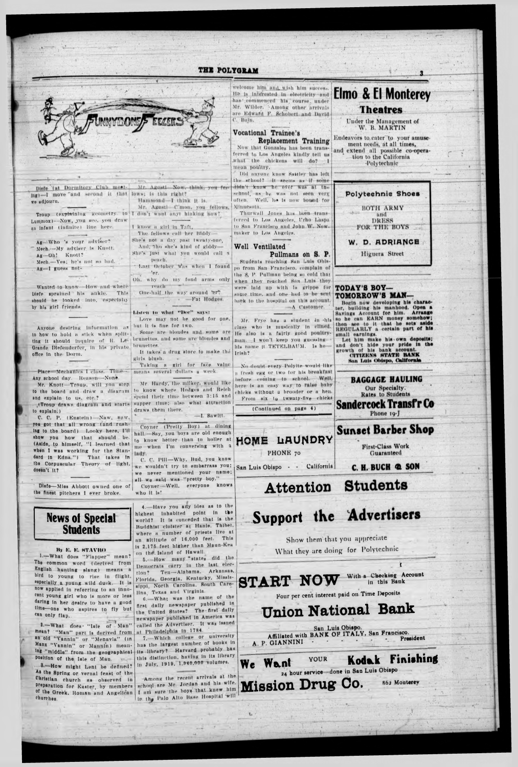## FUNNYBONE FEELERS

Diefe (at Dormitory Club meeting)—I move and second it that we adjourn.

Troup (explaining geometry to Lummox)—Now, you see, you draw an infant (infinite) line here.

Ag—Who 's your adviser?
Mech.—My adviser is Knott.
Ag—Oh! Knott?
Mech.—Yes; he's not so bad.
Ag—I guess not.

Wanted to know—How and where Diefe sprained his ankle. This should be looked into, especially by his girl friends.

Anyone desiring information as to how to hold a stick when splitting it should inquire of R. Le-Grande Diefenderfer, in his private office in the Dorm.

Place—Mechanics I class. Time—Any school day. Reason—None.

Mr. Knott—Troup, will you step to the board and draw a diagram and explain to us, etc.?

(Troup draws diagram and starts to explain.)

C. C. P. (Enstein)—Naw, now, you got that all wrong (and rushing to the board) Looky here, I'll show you how that should be. (Aside, to himself, "I learned that when I was working for the Standard in Edna.") That takes in the Corpuscular Theory of light, doesn't it?

Diefe—Miss Abbott owned one of the finest pitchers I ever broke.

Mr. Agosti—Now, think, you fellows; is this right?

Hammond—I think it is.

Mr. Agosti—C'mon, you fellows, I don't want any thinking now!

I know a girl in Taft,
The fellows call her Biddy—
She's not a day past twenty-one,
And, tho she's kind of giddy—
She's just what you would call a peach.
Last October was when I found 'er.
Oh, why do my fond arms only reach
One-half the way around 'er?
—Fat Hodges.

**Listen to what "Doc" says:**

Love may not be good for one, but it is fine for two.

Some are blondes and some are brunettes, and some are blondes and brunettes.

It takes a drug store to make the girls blush.

Taking a girl for face value means several dollars a week.

Mr. Hardy, the milker, would like to know where Hodges and Reich spend their time between 3:15 and supper time; also what attraction draws them there.
—I. Sawitt.

Coyner (Pretty Boy) at dining hall.—Say, you boys are old enough to know better than to holler at me when I'm conversing with a lady.

C. C. Pill—Why, Bud, you know we wouldn't try to embarrass you; we never mentioned your name; all we said was "pretty boy."

Coyner—Well, everyone knows who it is!

## News of Special Students

**By E. E. STAVRO**

1.—What does "Flapper" mean? The common word (derived from English hunting slang) means a bird to young to rise in flight, especially a young wild duck. It is now applied in referring to an innocent young girl who is more or less daring in her desire to have a good time—one who aspires to fly but can only flap.

2.—What does "Isle of Man" mean? "Man" part is derived from an old "Vannin" or "Menavia" (in Manx "Vannin" or Mannin) meaning "middle" from the geographical position of the Isle of Man.

3.—How might Lent be defined? As the Spring or vernal feast of the Christian church as observed in preparation for Easter, by members of the Greek, Roman and Angelican churches.

4.—Have you any idea as to the highest inhabited point in the world? It is conceded that is the Buddhist cloister at Hanle, Thibet, where a number of priests live at an altitude of 16,000 feet. This is 2,175 feet higher than Maun-Kea on the Island of Hawaii.

5.—How many "states" did the Democrats carry in the last election? Ten—Alabama, Arkansas, Florida, Georgia, Kentucky, Mississippi, North Carolina, South Carolina, Texas and Virginia.

6.—What was the name of the first daily newspaper published in the United States? The first daily newspaper published in America was called the Advertiser. It was issued at Philadelphia in 1784.

7.—Which college or university has the largest number of books in its library? Harvard probably has this distinction, having in its library in July, 1919, 1,940,000 volumes.

Among the recent arrivals at the school are Mr. Jordan and his wife. I am sure the boys that knew him in the Palo Alto Base Hospital will welcome him and wish him success. He is interested in electricity and has commenced his course under Mr. Wilder. Among other arrivals are Edward F. Schobert and David C. Bain.

### Vocational Trainee's Replacement Training

Now that Gonzales has been transferred to Los Angeles kindly tell us what the chickens will do? I mean poultry.

Did anyone know Sattley has left the school? It seems as if some didn't know he ever was at the school, as he was not seen very often. Well, he is now bound for Minnesota.

Thurwall Jones has been transferred to Los Angeles, Urho Laspa to San Francisco and John W. Newmaker to Los Angeles.

### Well Ventilated Pullmans on S. P.

Students reaching San Luis Obispo from San Francisco, complain of the S. P. Pullman being so cold that when they reached San Luis they were laid up with la grippe for some time, and one had to be sent back to the hospital on this account.
—A Customer.

Mr. Frye has a student in his class who is musically inclined. He also is a fairly good poultryman. I won't keep you guessing—his name is TETELBAUM. Is he Irish?

No doubt every Polyite would like a fresh egg or two for his breakfast before coming to school. Well, here is an easy way to raise baby chicks without a brooder or a hen. From six to twenty-five chicks

(Continued on page 4)

**Elmo & El Monterey Theatres**
Under the Management of W. B. MARTIN
Endeavors to cater to your amusement needs, at all times, and extend all possible co-operation to the California Polytechnic

**Polytechnic Shoes**
BOTH ARMY and DRESS FOR THE BOYS
**W. D. ADRIANCE**
Higuera Street

**TODAY'S BOY— TOMORROW'S MAN—**
Begin now developing his character, building his manhood. Open a Savings Account for him. Arrange so he can EARN money somehow; then see to it that he sets aside REGULARLY a certain part of his small earnings.
Let him make his own deposits; and don't hide your pride in the growth of his bank account.
**CITIZENS STATE BANK**
San Luis Obispo, California

**BAGGAGE HAULING**
Our Specialty. Rates to Students
**Sandercock Transf'r Co**
Phone 19-J

**HOME LAUNDRY**
PHONE 70
San Luis Obispo - - California

**Sunset Barber Shop**
First-Class Work Guaranteed
**C. H. BUCH & SON**

# Attention Students
# Support the Advertisers
Show them that you appreciate What they are doing for Polytechnic

**START NOW** With a Checking Account in this Bank
Four per cent interest paid on Time Deposits
## Union National Bank
San Luis Obispo
Affiliated with BANK OF ITALY, San Francisco.
A. P. GIANNINI - - - - - President

**We Want YOUR Kodak Finishing**
24 hour service—done in San Luis Obispo
**Mission Drug Co.** 862 Monterey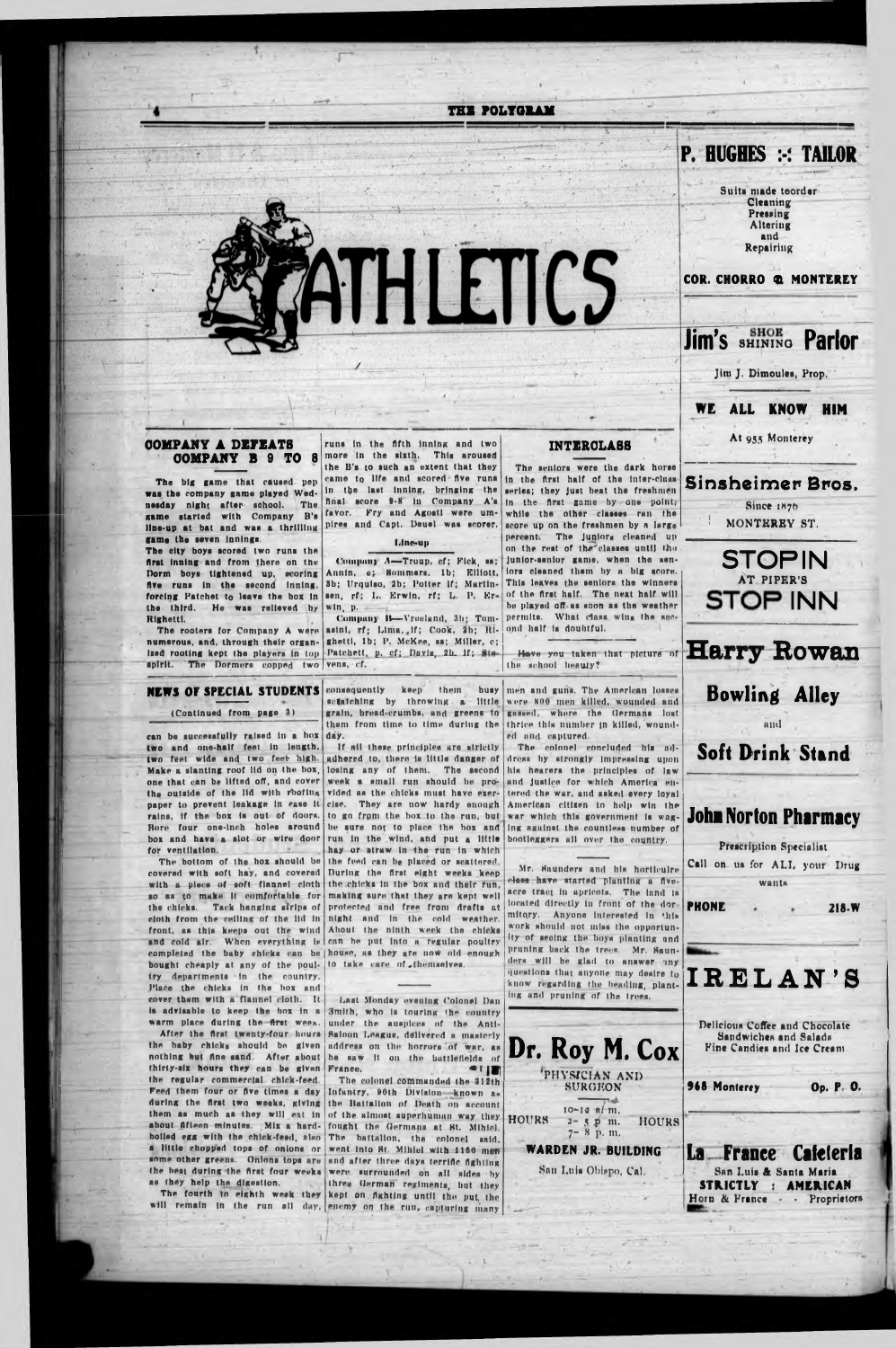# ATHLETICS

## COMPANY A DEFEATS COMPANY B 9 TO 8

The big game that caused pep was the company game played Wednesday night after school. The game started with Company B's line-up at bat and was a thrilling game the seven innings.

The city boys scored two runs the first inning and from there on the Dorm boys tightened up, scoring five runs in the second inning, forcing Patchet to leave the box in the third. He was relieved by Righetti.

The rooters for Company A were numerous, and, through their organized rooting kept the players in top spirit. The Dormers copped two runs in the fifth inning and two more in the sixth. This aroused the B's to such an extent that they came to life and scored five runs in the last inning, bringing the final score 9-8 in Company A's favor. Fry and Agosti were umpires and Capt. Deuel was scorer.

### Line-up

Company A—Troup, cf; Fick, ss; Annin, c; Sommers, 1b; Elliott, 3b; Urquiso, 2b; Potter lf; Martinsen, rf; L. Erwin, rf; L. P. Erwin, p.

Company B—Vreeland, 3b; Tomasini, rf; Lima, lf; Cook, 2b; Righetti, 1b; P. McKee, ss; Miller, c; Patchett, p. cf; Davis, 2b. lf; Stevens, cf.

## INTERCLASS

The seniors were the dark horse in the first half of the inter-class series; they just beat the freshmen in the first game by one point; while the other classes ran the score up on the freshmen by a large percent. The juniors cleaned up on the rest of the classes until the junior-senior game, when the seniors cleaned them by a big score. This leaves the seniors the winners of the first half. The next half will be played off as soon as the weather permits. What class wins the second half is doubtful.

Have you taken that picture of the school beauty?

## NEWS OF SPECIAL STUDENTS

(Continued from page 3)

can be successfully raised in a box two and one-half feet in length, two feet wide and two feet high. Make a slanting roof lid on the box, one that can be lifted off, and cover the outside of the lid with roofing paper to prevent leakage in case it rains, if the box is out of doors. Bore four one-inch holes around box and have a slot or wire door for ventilation.

The bottom of the box should be covered with soft hay, and covered with a piece of soft flannel cloth so as to make it comfortable for the chicks. Tack hanging strips of cloth from the ceiling of the lid in front, as this keeps out the wind and cold air. When everything is completed the baby chicks can be bought cheaply at any of the poultry departments in the country. Place the chicks in the box and cover them with a flannel cloth. It is advisable to keep the box in a warm place during the first week.

After the first twenty-four hours the baby chicks should be given nothing but fine sand. After about thirty-six hours they can be given the regular commercial chick-feed. Feed them four or five times a day during the first two weeks, giving them as much as they will eat in about fifteen minutes. Mix a hard-boiled egg with the chick-feed, also a little chopped tops of onions or some other greens. Onions tops are the best during the first four weeks as they help the digestion.

The fourth to eighth week they will remain in the run all day, consequently keep them busy scratching by throwing a little grain, bread-crumbs, and greens to them from time to time during the day.

If all these principles are strictly adhered to, there is little danger of losing any of them. The second week a small run should be provided as the chicks must have exercise. They are now hardy enough to go from the box to the run, but be sure not to place the box and run in the wind, and put a little hay or straw in the run in which the feed can be placed or scattered. During the first eight weeks keep the chicks in the box and their run, making sure that they are kept well protected and free from drafts at night and in the cold weather. About the ninth week the chicks can be put into a regular poultry house, as they are now old enough to take care of themselves.

Last Monday evening Colonel Dan Smith, who is touring the country under the auspices of the Anti-Saloon League, delivered a masterly address on the horrors of war, as he saw it on the battlefields of France.

The colonel commanded the 312th Infantry, 90th Division—known as the Battalion of Death on account of the almost superhuman way they fought the Germans at St. Mihiel. The battalion, the colonel said, went into St. Mihiel with 1150 men and after three days terrific fighting were surrounded on all sides by three German regiments, but they kept on fighting until the put the enemy on the run, capturing many men and guns. The American losses were 800 men killed, wounded and gassed, where the Germans lost thrice this number in killed, wounded and captured.

The colonel concluded his address by strongly impressing upon his hearers the principles of law and justice for which America entered the war, and asked every loyal American citizen to help win the war which this government is waging against the countless number of bootleggers all over the country.

Mr. Saunders and his horticulture class have started planting a five-acre tract in apricots. The land is located directly in front of the dormitory. Anyone interested in this work should not miss the opportunity of seeing the boys planting and pruning back the trees. Mr. Saunders will be glad to answer any questions that anyone may desire to know regarding the heading, planting and pruning of the trees.

**Dr. Roy M. Cox**

PHYSICIAN AND SURGEON

HOURS 10-12 a. m. 2-5 p. m. 7-8 p. m. HOURS

WARDEN JR. BUILDING

San Luis Obispo, Cal.

**P. HUGHES :-: TAILOR**

Suits made to order
Cleaning
Pressing
Altering
and
Repairing

COR. CHORRO & MONTEREY

**Jim's SHOE SHINING Parlor**

Jim J. Dimoules, Prop.

WE ALL KNOW HIM

At 955 Monterey

**Sinsheimer Bros.**

Since 1876

MONTEREY ST.

**STOP IN AT PIPER'S STOP INN**

**Harry Rowan**

**Bowling Alley**

and

**Soft Drink Stand**

**John Norton Pharmacy**

Prescription Specialist

Call on us for ALL your Drug wants

PHONE 218-W

**IRELAN'S**

Delicious Coffee and Chocolate
Sandwiches and Salads
Fine Candies and Ice Cream

968 Monterey Op. P. O.

**La France Cafeteria**

San Luis & Santa Maria

STRICTLY : AMERICAN

Horn & France - - Proprietors